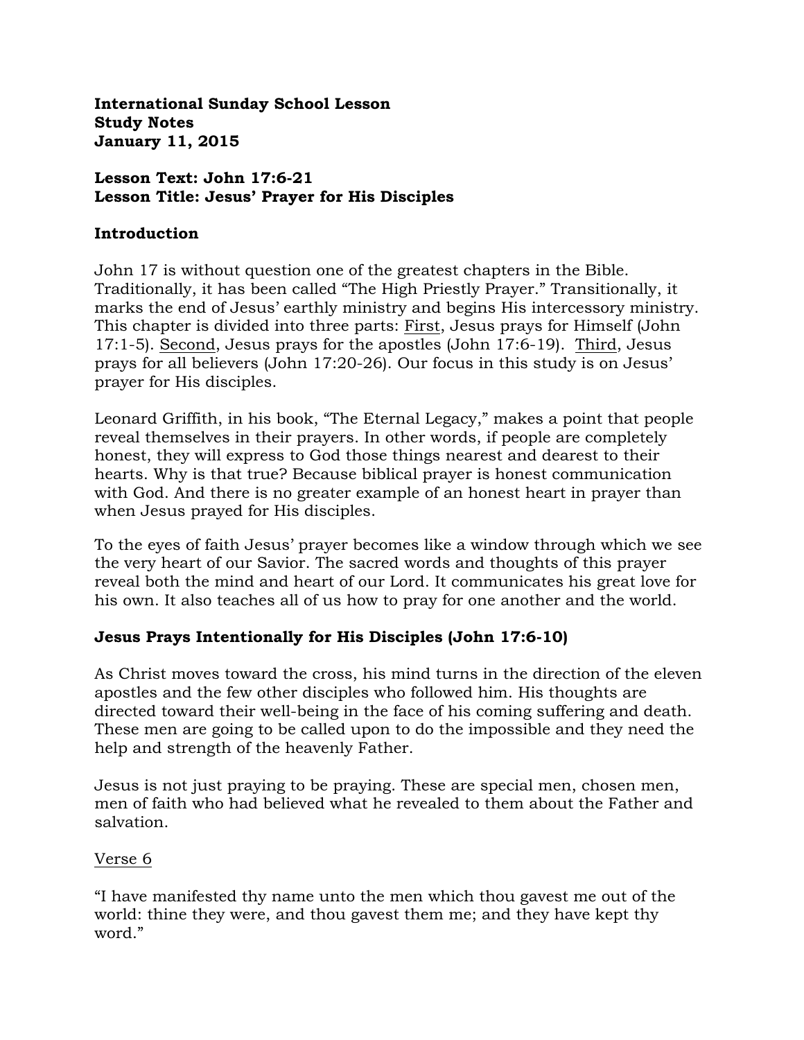**International Sunday School Lesson**
**Study Notes**
**January 11, 2015**

**Lesson Text: John 17:6-21**
**Lesson Title: Jesus' Prayer for His Disciples**

## Introduction

John 17 is without question one of the greatest chapters in the Bible. Traditionally, it has been called "The High Priestly Prayer." Transitionally, it marks the end of Jesus' earthly ministry and begins His intercessory ministry. This chapter is divided into three parts: <u>First</u>, Jesus prays for Himself (John 17:1-5). <u>Second</u>, Jesus prays for the apostles (John 17:6-19). <u>Third</u>, Jesus prays for all believers (John 17:20-26). Our focus in this study is on Jesus' prayer for His disciples.

Leonard Griffith, in his book, "The Eternal Legacy," makes a point that people reveal themselves in their prayers. In other words, if people are completely honest, they will express to God those things nearest and dearest to their hearts. Why is that true? Because biblical prayer is honest communication with God. And there is no greater example of an honest heart in prayer than when Jesus prayed for His disciples.

To the eyes of faith Jesus' prayer becomes like a window through which we see the very heart of our Savior. The sacred words and thoughts of this prayer reveal both the mind and heart of our Lord. It communicates his great love for his own. It also teaches all of us how to pray for one another and the world.

## Jesus Prays Intentionally for His Disciples (John 17:6-10)

As Christ moves toward the cross, his mind turns in the direction of the eleven apostles and the few other disciples who followed him. His thoughts are directed toward their well-being in the face of his coming suffering and death. These men are going to be called upon to do the impossible and they need the help and strength of the heavenly Father.

Jesus is not just praying to be praying. These are special men, chosen men, men of faith who had believed what he revealed to them about the Father and salvation.

<u>Verse 6</u>

"I have manifested thy name unto the men which thou gavest me out of the world: thine they were, and thou gavest them me; and they have kept thy word."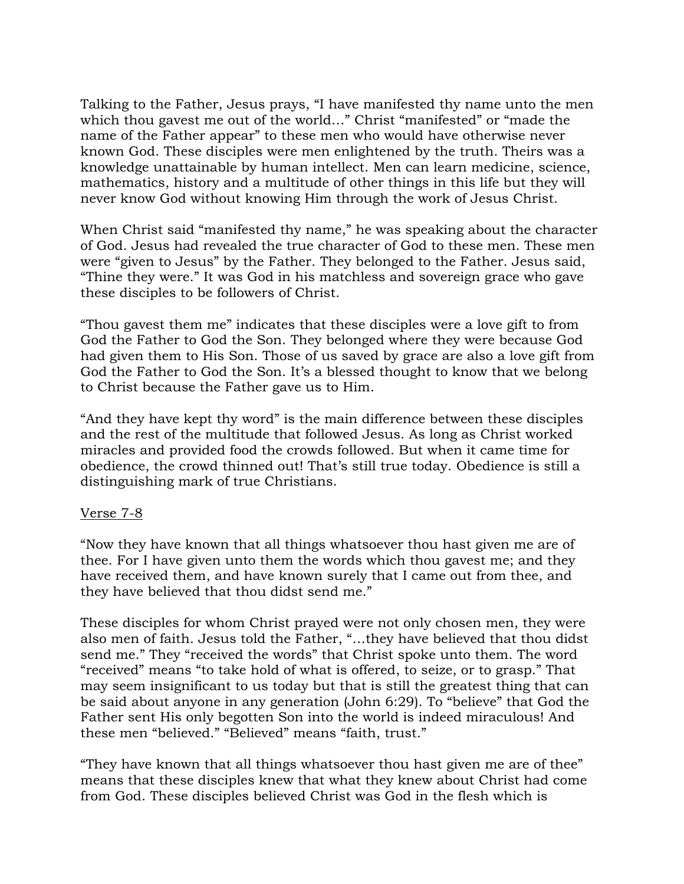Talking to the Father, Jesus prays, "I have manifested thy name unto the men which thou gavest me out of the world…" Christ "manifested" or "made the name of the Father appear" to these men who would have otherwise never known God. These disciples were men enlightened by the truth. Theirs was a knowledge unattainable by human intellect. Men can learn medicine, science, mathematics, history and a multitude of other things in this life but they will never know God without knowing Him through the work of Jesus Christ.

When Christ said "manifested thy name," he was speaking about the character of God. Jesus had revealed the true character of God to these men. These men were "given to Jesus" by the Father. They belonged to the Father. Jesus said, "Thine they were." It was God in his matchless and sovereign grace who gave these disciples to be followers of Christ.

"Thou gavest them me" indicates that these disciples were a love gift to from God the Father to God the Son. They belonged where they were because God had given them to His Son. Those of us saved by grace are also a love gift from God the Father to God the Son. It's a blessed thought to know that we belong to Christ because the Father gave us to Him.

"And they have kept thy word" is the main difference between these disciples and the rest of the multitude that followed Jesus. As long as Christ worked miracles and provided food the crowds followed. But when it came time for obedience, the crowd thinned out! That's still true today. Obedience is still a distinguishing mark of true Christians.

<u>Verse 7-8</u>

"Now they have known that all things whatsoever thou hast given me are of thee. For I have given unto them the words which thou gavest me; and they have received them, and have known surely that I came out from thee, and they have believed that thou didst send me."

These disciples for whom Christ prayed were not only chosen men, they were also men of faith. Jesus told the Father, "…they have believed that thou didst send me." They "received the words" that Christ spoke unto them. The word "received" means "to take hold of what is offered, to seize, or to grasp." That may seem insignificant to us today but that is still the greatest thing that can be said about anyone in any generation (John 6:29). To "believe" that God the Father sent His only begotten Son into the world is indeed miraculous! And these men "believed." "Believed" means "faith, trust."

"They have known that all things whatsoever thou hast given me are of thee" means that these disciples knew that what they knew about Christ had come from God. These disciples believed Christ was God in the flesh which is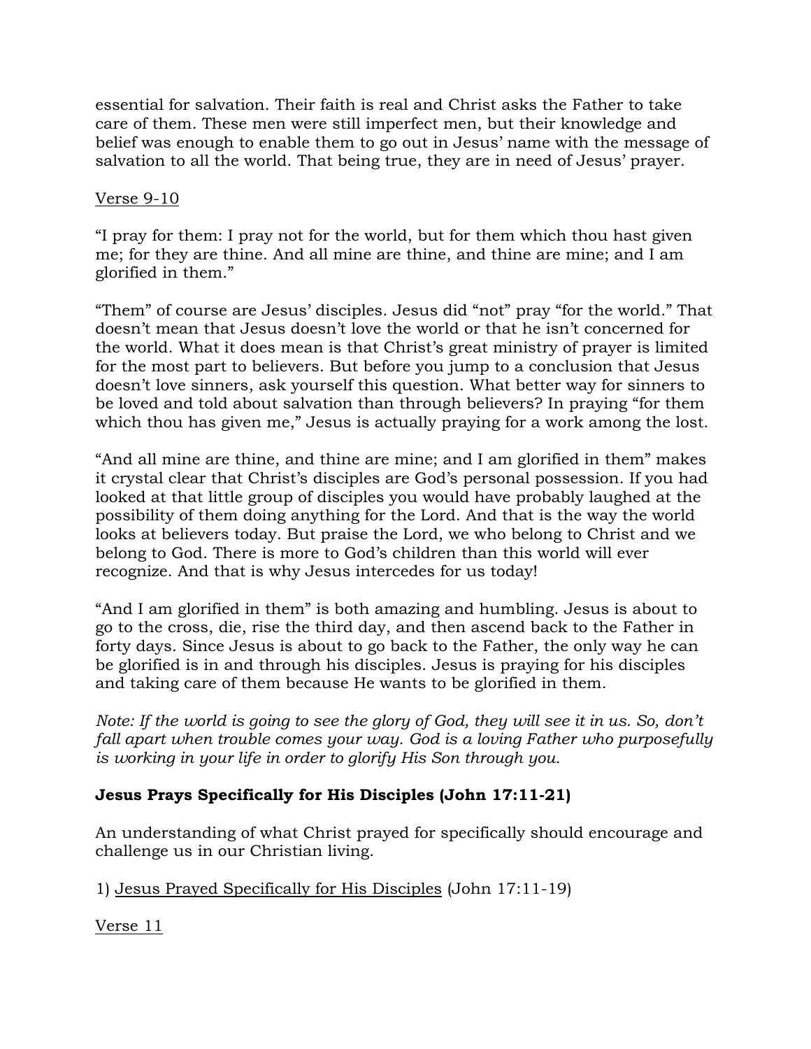essential for salvation. Their faith is real and Christ asks the Father to take care of them. These men were still imperfect men, but their knowledge and belief was enough to enable them to go out in Jesus' name with the message of salvation to all the world. That being true, they are in need of Jesus' prayer.

<u>Verse 9-10</u>

"I pray for them: I pray not for the world, but for them which thou hast given me; for they are thine. And all mine are thine, and thine are mine; and I am glorified in them."

"Them" of course are Jesus' disciples. Jesus did "not" pray "for the world." That doesn't mean that Jesus doesn't love the world or that he isn't concerned for the world. What it does mean is that Christ's great ministry of prayer is limited for the most part to believers. But before you jump to a conclusion that Jesus doesn't love sinners, ask yourself this question. What better way for sinners to be loved and told about salvation than through believers? In praying "for them which thou has given me," Jesus is actually praying for a work among the lost.

"And all mine are thine, and thine are mine; and I am glorified in them" makes it crystal clear that Christ's disciples are God's personal possession. If you had looked at that little group of disciples you would have probably laughed at the possibility of them doing anything for the Lord. And that is the way the world looks at believers today. But praise the Lord, we who belong to Christ and we belong to God. There is more to God's children than this world will ever recognize. And that is why Jesus intercedes for us today!

"And I am glorified in them" is both amazing and humbling. Jesus is about to go to the cross, die, rise the third day, and then ascend back to the Father in forty days. Since Jesus is about to go back to the Father, the only way he can be glorified is in and through his disciples. Jesus is praying for his disciples and taking care of them because He wants to be glorified in them.

*Note: If the world is going to see the glory of God, they will see it in us. So, don't fall apart when trouble comes your way. God is a loving Father who purposefully is working in your life in order to glorify His Son through you.*

**Jesus Prays Specifically for His Disciples (John 17:11-21)**

An understanding of what Christ prayed for specifically should encourage and challenge us in our Christian living.

1) <u>Jesus Prayed Specifically for His Disciples</u> (John 17:11-19)

<u>Verse 11</u>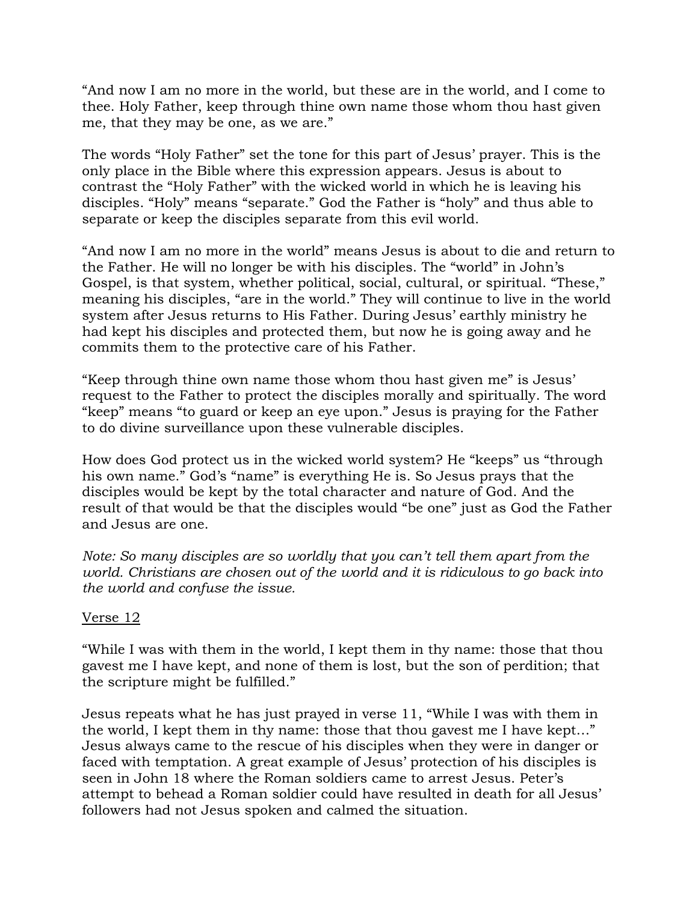"And now I am no more in the world, but these are in the world, and I come to thee. Holy Father, keep through thine own name those whom thou hast given me, that they may be one, as we are."

The words "Holy Father" set the tone for this part of Jesus' prayer. This is the only place in the Bible where this expression appears. Jesus is about to contrast the "Holy Father" with the wicked world in which he is leaving his disciples. "Holy" means "separate." God the Father is "holy" and thus able to separate or keep the disciples separate from this evil world.

"And now I am no more in the world" means Jesus is about to die and return to the Father. He will no longer be with his disciples. The "world" in John's Gospel, is that system, whether political, social, cultural, or spiritual. "These," meaning his disciples, "are in the world." They will continue to live in the world system after Jesus returns to His Father. During Jesus' earthly ministry he had kept his disciples and protected them, but now he is going away and he commits them to the protective care of his Father.

"Keep through thine own name those whom thou hast given me" is Jesus' request to the Father to protect the disciples morally and spiritually. The word "keep" means "to guard or keep an eye upon." Jesus is praying for the Father to do divine surveillance upon these vulnerable disciples.

How does God protect us in the wicked world system? He "keeps" us "through his own name." God's "name" is everything He is. So Jesus prays that the disciples would be kept by the total character and nature of God. And the result of that would be that the disciples would "be one" just as God the Father and Jesus are one.

*Note: So many disciples are so worldly that you can't tell them apart from the world. Christians are chosen out of the world and it is ridiculous to go back into the world and confuse the issue.*

<u>Verse 12</u>

"While I was with them in the world, I kept them in thy name: those that thou gavest me I have kept, and none of them is lost, but the son of perdition; that the scripture might be fulfilled."

Jesus repeats what he has just prayed in verse 11, "While I was with them in the world, I kept them in thy name: those that thou gavest me I have kept…" Jesus always came to the rescue of his disciples when they were in danger or faced with temptation. A great example of Jesus' protection of his disciples is seen in John 18 where the Roman soldiers came to arrest Jesus. Peter's attempt to behead a Roman soldier could have resulted in death for all Jesus' followers had not Jesus spoken and calmed the situation.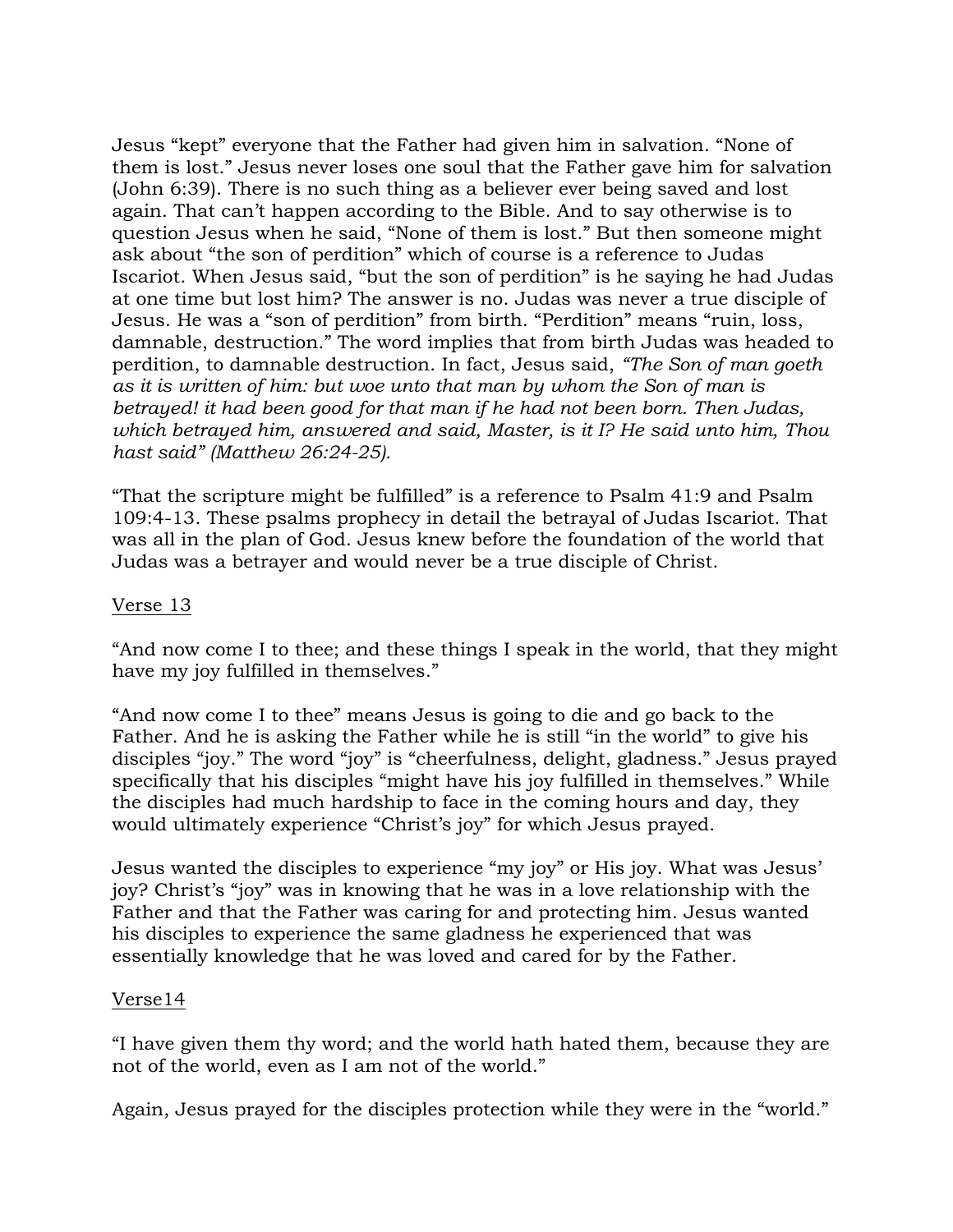Jesus "kept" everyone that the Father had given him in salvation. "None of them is lost." Jesus never loses one soul that the Father gave him for salvation (John 6:39). There is no such thing as a believer ever being saved and lost again. That can't happen according to the Bible. And to say otherwise is to question Jesus when he said, "None of them is lost." But then someone might ask about "the son of perdition" which of course is a reference to Judas Iscariot. When Jesus said, "but the son of perdition" is he saying he had Judas at one time but lost him? The answer is no. Judas was never a true disciple of Jesus. He was a "son of perdition" from birth. "Perdition" means "ruin, loss, damnable, destruction." The word implies that from birth Judas was headed to perdition, to damnable destruction. In fact, Jesus said, *"The Son of man goeth as it is written of him: but woe unto that man by whom the Son of man is betrayed! it had been good for that man if he had not been born. Then Judas, which betrayed him, answered and said, Master, is it I? He said unto him, Thou hast said" (Matthew 26:24-25).*

"That the scripture might be fulfilled" is a reference to Psalm 41:9 and Psalm 109:4-13. These psalms prophecy in detail the betrayal of Judas Iscariot. That was all in the plan of God. Jesus knew before the foundation of the world that Judas was a betrayer and would never be a true disciple of Christ.

<u>Verse 13</u>

"And now come I to thee; and these things I speak in the world, that they might have my joy fulfilled in themselves."

"And now come I to thee" means Jesus is going to die and go back to the Father. And he is asking the Father while he is still "in the world" to give his disciples "joy." The word "joy" is "cheerfulness, delight, gladness." Jesus prayed specifically that his disciples "might have his joy fulfilled in themselves." While the disciples had much hardship to face in the coming hours and day, they would ultimately experience "Christ's joy" for which Jesus prayed.

Jesus wanted the disciples to experience "my joy" or His joy. What was Jesus' joy? Christ's "joy" was in knowing that he was in a love relationship with the Father and that the Father was caring for and protecting him. Jesus wanted his disciples to experience the same gladness he experienced that was essentially knowledge that he was loved and cared for by the Father.

<u>Verse14</u>

"I have given them thy word; and the world hath hated them, because they are not of the world, even as I am not of the world."

Again, Jesus prayed for the disciples protection while they were in the "world."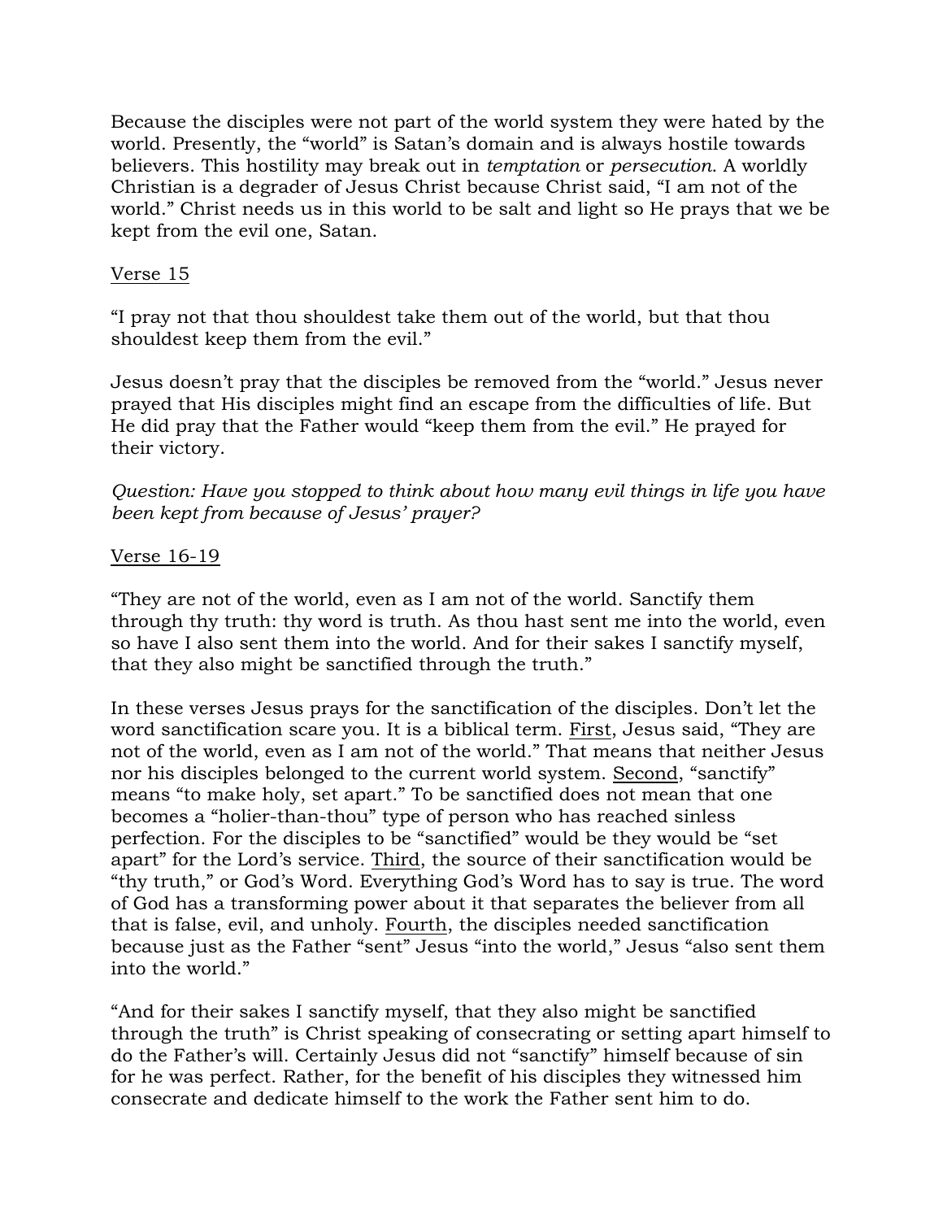Because the disciples were not part of the world system they were hated by the world. Presently, the "world" is Satan's domain and is always hostile towards believers. This hostility may break out in *temptation* or *persecution*. A worldly Christian is a degrader of Jesus Christ because Christ said, "I am not of the world." Christ needs us in this world to be salt and light so He prays that we be kept from the evil one, Satan.

<u>Verse 15</u>

"I pray not that thou shouldest take them out of the world, but that thou shouldest keep them from the evil."

Jesus doesn't pray that the disciples be removed from the "world." Jesus never prayed that His disciples might find an escape from the difficulties of life. But He did pray that the Father would "keep them from the evil." He prayed for their victory.

*Question: Have you stopped to think about how many evil things in life you have been kept from because of Jesus' prayer?*

<u>Verse 16-19</u>

"They are not of the world, even as I am not of the world. Sanctify them through thy truth: thy word is truth. As thou hast sent me into the world, even so have I also sent them into the world. And for their sakes I sanctify myself, that they also might be sanctified through the truth."

In these verses Jesus prays for the sanctification of the disciples. Don't let the word sanctification scare you. It is a biblical term. <u>First</u>, Jesus said, "They are not of the world, even as I am not of the world." That means that neither Jesus nor his disciples belonged to the current world system. <u>Second</u>, "sanctify" means "to make holy, set apart." To be sanctified does not mean that one becomes a "holier-than-thou" type of person who has reached sinless perfection. For the disciples to be "sanctified" would be they would be "set apart" for the Lord's service. <u>Third</u>, the source of their sanctification would be "thy truth," or God's Word. Everything God's Word has to say is true. The word of God has a transforming power about it that separates the believer from all that is false, evil, and unholy. <u>Fourth</u>, the disciples needed sanctification because just as the Father "sent" Jesus "into the world," Jesus "also sent them into the world."

"And for their sakes I sanctify myself, that they also might be sanctified through the truth" is Christ speaking of consecrating or setting apart himself to do the Father's will. Certainly Jesus did not "sanctify" himself because of sin for he was perfect. Rather, for the benefit of his disciples they witnessed him consecrate and dedicate himself to the work the Father sent him to do.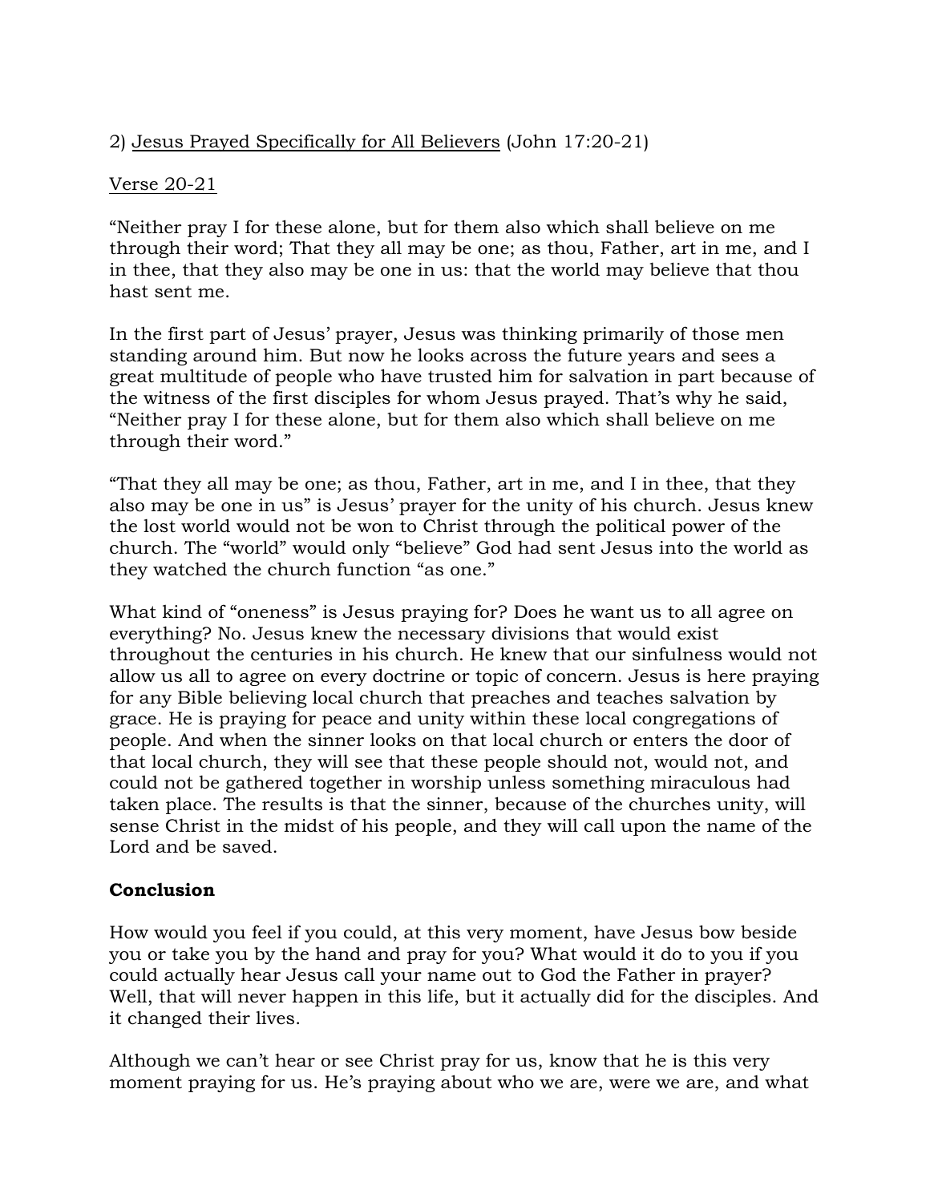2) <u>Jesus Prayed Specifically for All Believers</u> (John 17:20-21)

<u>Verse 20-21</u>

"Neither pray I for these alone, but for them also which shall believe on me through their word; That they all may be one; as thou, Father, art in me, and I in thee, that they also may be one in us: that the world may believe that thou hast sent me.

In the first part of Jesus' prayer, Jesus was thinking primarily of those men standing around him. But now he looks across the future years and sees a great multitude of people who have trusted him for salvation in part because of the witness of the first disciples for whom Jesus prayed. That's why he said, "Neither pray I for these alone, but for them also which shall believe on me through their word."

"That they all may be one; as thou, Father, art in me, and I in thee, that they also may be one in us" is Jesus' prayer for the unity of his church. Jesus knew the lost world would not be won to Christ through the political power of the church. The "world" would only "believe" God had sent Jesus into the world as they watched the church function "as one."

What kind of "oneness" is Jesus praying for? Does he want us to all agree on everything? No. Jesus knew the necessary divisions that would exist throughout the centuries in his church. He knew that our sinfulness would not allow us all to agree on every doctrine or topic of concern. Jesus is here praying for any Bible believing local church that preaches and teaches salvation by grace. He is praying for peace and unity within these local congregations of people. And when the sinner looks on that local church or enters the door of that local church, they will see that these people should not, would not, and could not be gathered together in worship unless something miraculous had taken place. The results is that the sinner, because of the churches unity, will sense Christ in the midst of his people, and they will call upon the name of the Lord and be saved.

**Conclusion**

How would you feel if you could, at this very moment, have Jesus bow beside you or take you by the hand and pray for you? What would it do to you if you could actually hear Jesus call your name out to God the Father in prayer? Well, that will never happen in this life, but it actually did for the disciples. And it changed their lives.

Although we can't hear or see Christ pray for us, know that he is this very moment praying for us. He's praying about who we are, were we are, and what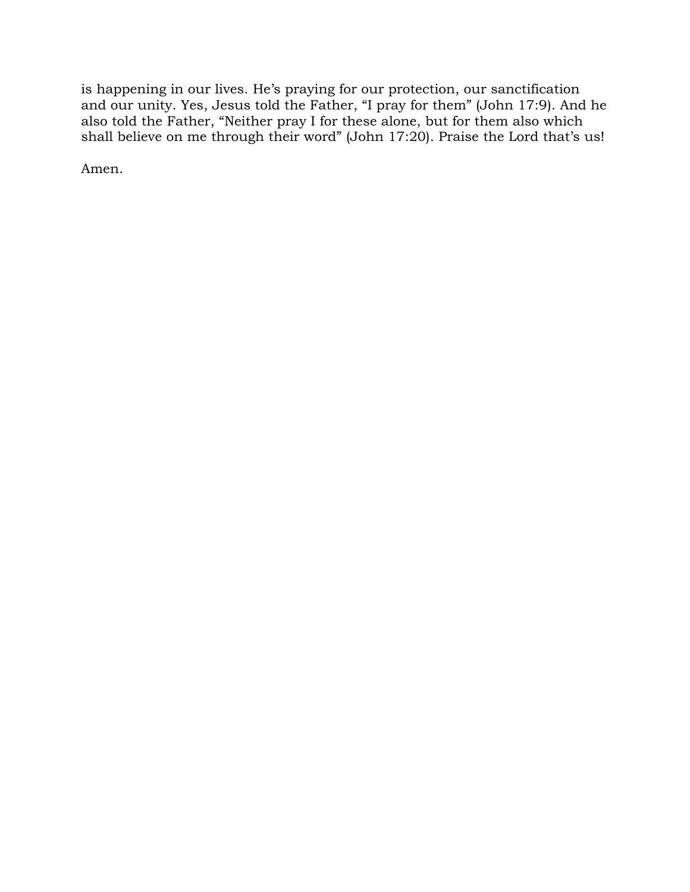is happening in our lives. He's praying for our protection, our sanctification and our unity. Yes, Jesus told the Father, "I pray for them" (John 17:9). And he also told the Father, "Neither pray I for these alone, but for them also which shall believe on me through their word" (John 17:20). Praise the Lord that's us!

Amen.